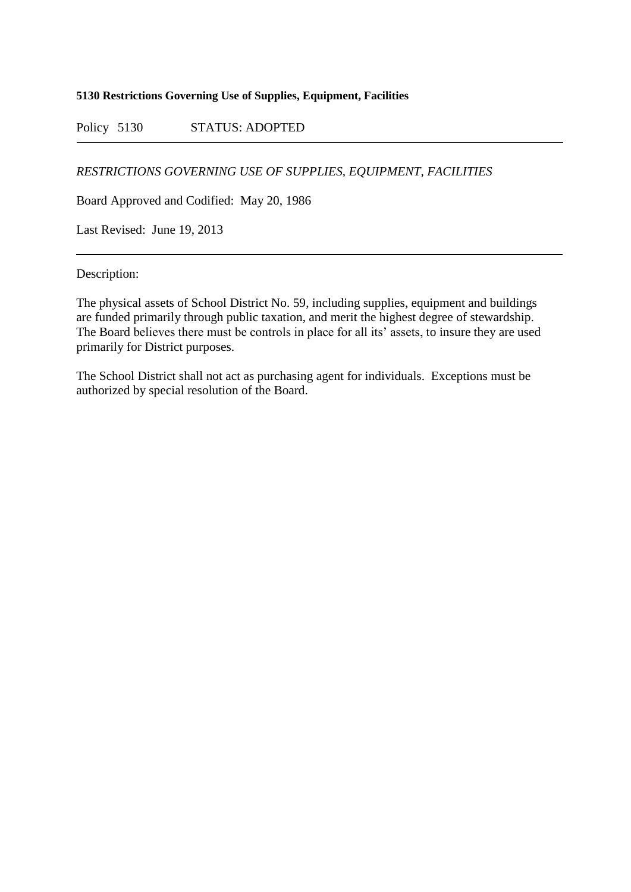**5130 Restrictions Governing Use of Supplies, Equipment, Facilities**

Policy 5130 STATUS: ADOPTED

---

*RESTRICTIONS GOVERNING USE OF SUPPLIES, EQUIPMENT, FACILITIES*

Board Approved and Codified: May 20, 1986

Last Revised: June 19, 2013

---

Description:

The physical assets of School District No. 59, including supplies, equipment and buildings are funded primarily through public taxation, and merit the highest degree of stewardship. The Board believes there must be controls in place for all its' assets, to insure they are used primarily for District purposes.

The School District shall not act as purchasing agent for individuals. Exceptions must be authorized by special resolution of the Board.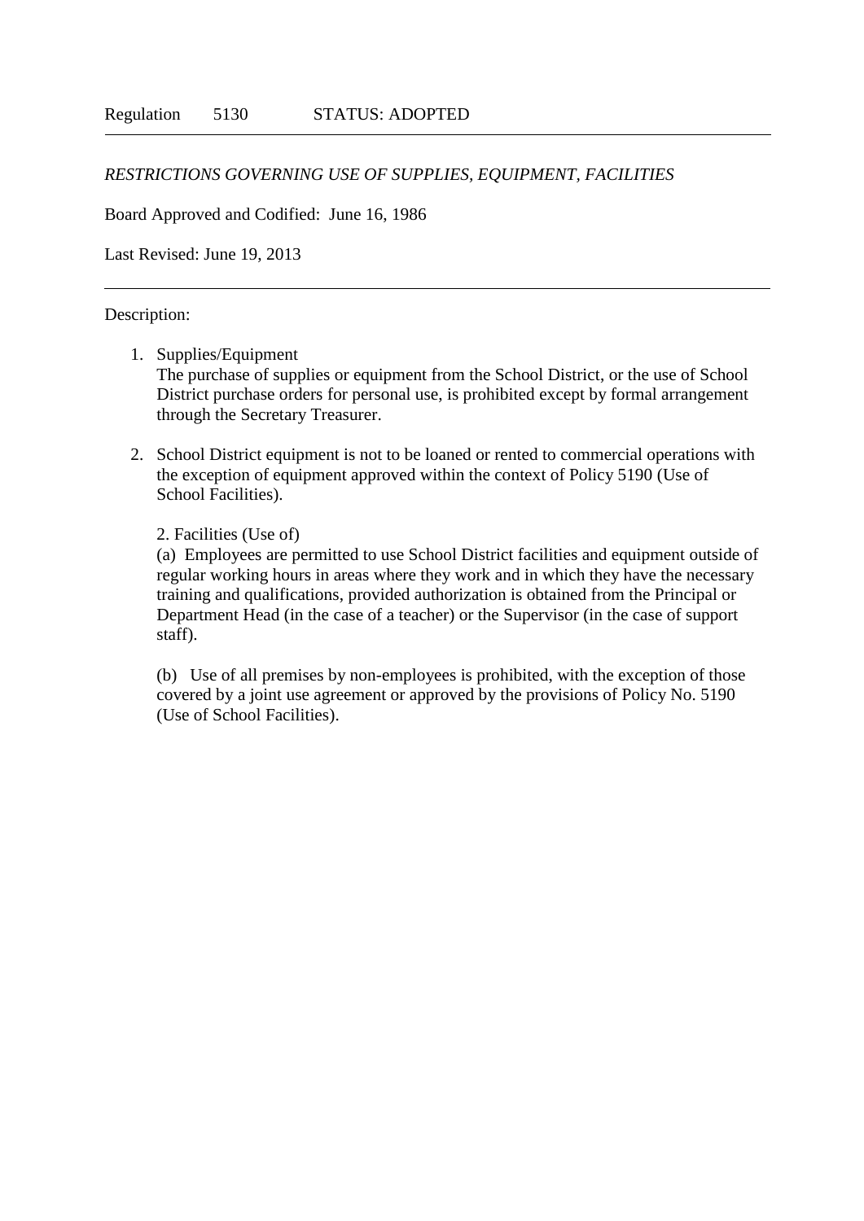Regulation 5130 STATUS: ADOPTED

*RESTRICTIONS GOVERNING USE OF SUPPLIES, EQUIPMENT, FACILITIES*

Board Approved and Codified: June 16, 1986

Last Revised: June 19, 2013

---

Description:

1. Supplies/Equipment
   The purchase of supplies or equipment from the School District, or the use of School District purchase orders for personal use, is prohibited except by formal arrangement through the Secretary Treasurer.

2. School District equipment is not to be loaned or rented to commercial operations with the exception of equipment approved within the context of Policy 5190 (Use of School Facilities).

   2. Facilities (Use of)
   (a) Employees are permitted to use School District facilities and equipment outside of regular working hours in areas where they work and in which they have the necessary training and qualifications, provided authorization is obtained from the Principal or Department Head (in the case of a teacher) or the Supervisor (in the case of support staff).

   (b) Use of all premises by non-employees is prohibited, with the exception of those covered by a joint use agreement or approved by the provisions of Policy No. 5190 (Use of School Facilities).